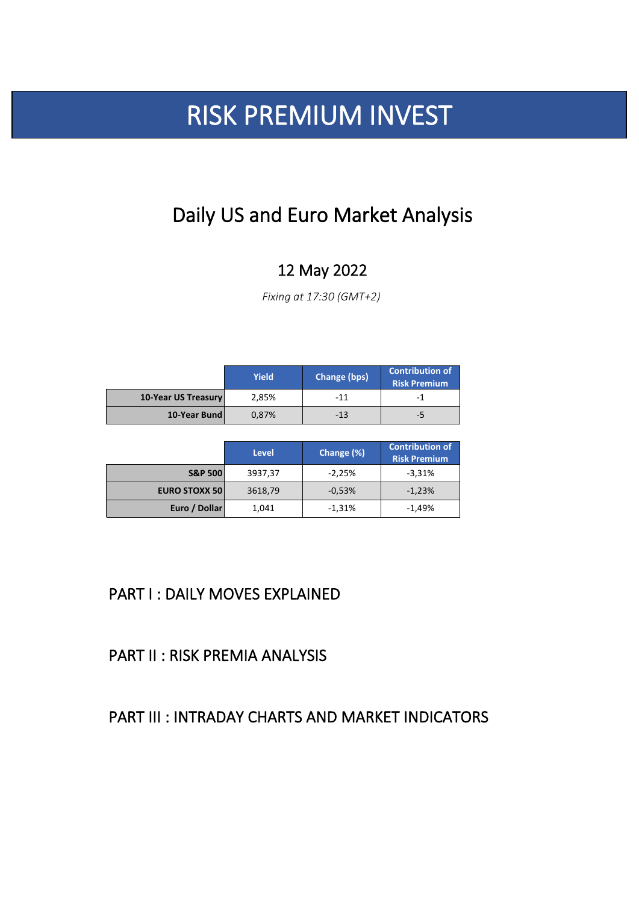# RISK PREMIUM INVEST

## Daily US and Euro Market Analysis

### 12 May 2022

*Fixing at 17:30 (GMT+2)*

| | Yield | Change (bps) | Contribution of Risk Premium |
|---|---|---|---|
| **10-Year US Treasury** | 2,85% | -11 | -1 |
| **10-Year Bund** | 0,87% | -13 | -5 |

| | Level | Change (%) | Contribution of Risk Premium |
|---|---|---|---|
| **S&P 500** | 3937,37 | -2,25% | -3,31% |
| **EURO STOXX 50** | 3618,79 | -0,53% | -1,23% |
| **Euro / Dollar** | 1,041 | -1,31% | -1,49% |

## PART I : DAILY MOVES EXPLAINED

## PART II : RISK PREMIA ANALYSIS

## PART III : INTRADAY CHARTS AND MARKET INDICATORS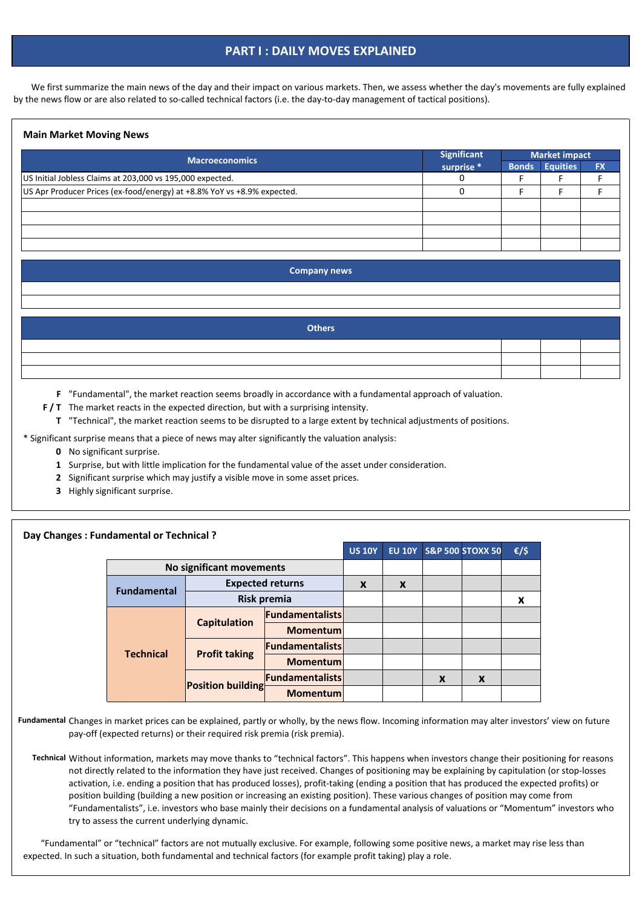# PART I : DAILY MOVES EXPLAINED

We first summarize the main news of the day and their impact on various markets. Then, we assess whether the day's movements are fully explained by the news flow or are also related to so-called technical factors (i.e. the day-to-day management of tactical positions).

## Main Market Moving News

| Macroeconomics | Significant surprise * | Market impact | | |
|---|---|---|---|---|
| | | Bonds | Equities | FX |
| US Initial Jobless Claims at 203,000 vs 195,000 expected. | 0 | F | F | F |
| US Apr Producer Prices (ex-food/energy) at +8.8% YoY vs +8.9% expected. | 0 | F | F | F |
| | | | | |
| | | | | |
| | | | | |
| | | | | |

| Company news |
|---|
| |
| |

| Others | | | |
|---|---|---|---|
| | | | |
| | | | |
| | | | |

- **F** "Fundamental", the market reaction seems broadly in accordance with a fundamental approach of valuation.
- **F / T** The market reacts in the expected direction, but with a surprising intensity.
- **T** "Technical", the market reaction seems to be disrupted to a large extent by technical adjustments of positions.

\* Significant surprise means that a piece of news may alter significantly the valuation analysis:

- **0** No significant surprise.
- **1** Surprise, but with little implication for the fundamental value of the asset under consideration.
- **2** Significant surprise which may justify a visible move in some asset prices.
- **3** Highly significant surprise.

## Day Changes : Fundamental or Technical ?

| | | | US 10Y | EU 10Y | S&P 500 | STOXX 50 | €/$ |
|---|---|---|---|---|---|---|---|
| No significant movements | | | | | | | |
| Fundamental | Expected returns | | x | x | | | |
| | Risk premia | | | | | | x |
| Technical | Capitulation | Fundamentalists | | | | | |
| | | Momentum | | | | | |
| | Profit taking | Fundamentalists | | | | | |
| | | Momentum | | | | | |
| | Position building | Fundamentalists | | | x | x | |
| | | Momentum | | | | | |

**Fundamental** Changes in market prices can be explained, partly or wholly, by the news flow. Incoming information may alter investors' view on future pay-off (expected returns) or their required risk premia (risk premia).

**Technical** Without information, markets may move thanks to "technical factors". This happens when investors change their positioning for reasons not directly related to the information they have just received. Changes of positioning may be explaining by capitulation (or stop-losses activation, i.e. ending a position that has produced losses), profit-taking (ending a position that has produced the expected profits) or position building (building a new position or increasing an existing position). These various changes of position may come from "Fundamentalists", i.e. investors who base mainly their decisions on a fundamental analysis of valuations or "Momentum" investors who try to assess the current underlying dynamic.

"Fundamental" or "technical" factors are not mutually exclusive. For example, following some positive news, a market may rise less than expected. In such a situation, both fundamental and technical factors (for example profit taking) play a role.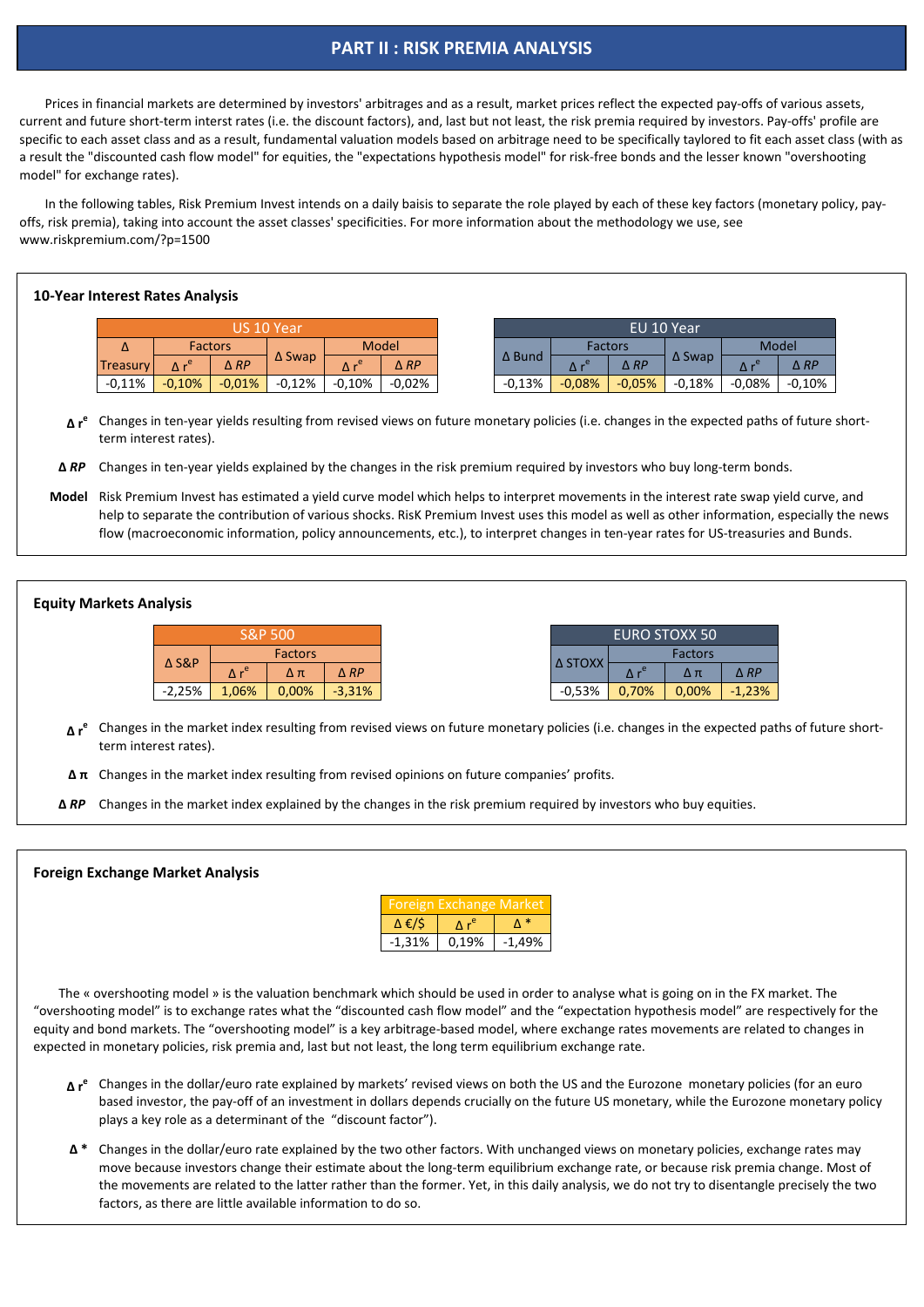# PART II : RISK PREMIA ANALYSIS

Prices in financial markets are determined by investors' arbitrages and as a result, market prices reflect the expected pay-offs of various assets, current and future short-term interst rates (i.e. the discount factors), and, last but not least, the risk premia required by investors. Pay-offs' profile are specific to each asset class and as a result, fundamental valuation models based on arbitrage need to be specifically taylored to fit each asset class (with as a result the "discounted cash flow model" for equities, the "expectations hypothesis model" for risk-free bonds and the lesser known "overshooting model" for exchange rates).

In the following tables, Risk Premium Invest intends on a daily baisis to separate the role played by each of these key factors (monetary policy, pay-offs, risk premia), taking into account the asset classes' specificities. For more information about the methodology we use, see www.riskpremium.com/?p=1500

## 10-Year Interest Rates Analysis

| US 10 Year | | | | | |
|---|---|---|---|---|---|
| Δ | Factors | | Δ Swap | Model | |
| Treasury | $\Delta r^e$ | Δ *RP* | | $\Delta r^e$ | Δ *RP* |
| -0,11% | -0,10% | -0,01% | -0,12% | -0,10% | -0,02% |

| EU 10 Year | | | | | |
|---|---|---|---|---|---|
| Δ Bund | Factors | | Δ Swap | Model | |
| | $\Delta r^e$ | Δ *RP* | | $\Delta r^e$ | Δ *RP* |
| -0,13% | -0,08% | -0,05% | -0,18% | -0,08% | -0,10% |

**$\Delta r^e$** Changes in ten-year yields resulting from revised views on future monetary policies (i.e. changes in the expected paths of future short-term interest rates).

**Δ *RP*** Changes in ten-year yields explained by the changes in the risk premium required by investors who buy long-term bonds.

**Model** Risk Premium Invest has estimated a yield curve model which helps to interpret movements in the interest rate swap yield curve, and help to separate the contribution of various shocks. RisK Premium Invest uses this model as well as other information, especially the news flow (macroeconomic information, policy announcements, etc.), to interpret changes in ten-year rates for US-treasuries and Bunds.

## Equity Markets Analysis

| S&P 500 | | | |
|---|---|---|---|
| Δ S&P | Factors | | |
| | $\Delta r^e$ | Δ π | Δ *RP* |
| -2,25% | 1,06% | 0,00% | -3,31% |

| EURO STOXX 50 | | | |
|---|---|---|---|
| Δ STOXX | Factors | | |
| | $\Delta r^e$ | Δ π | Δ *RP* |
| -0,53% | 0,70% | 0,00% | -1,23% |

**$\Delta r^e$** Changes in the market index resulting from revised views on future monetary policies (i.e. changes in the expected paths of future short-term interest rates).

**Δ π** Changes in the market index resulting from revised opinions on future companies' profits.

**Δ *RP*** Changes in the market index explained by the changes in the risk premium required by investors who buy equities.

## Foreign Exchange Market Analysis

| Foreign Exchange Market | | |
|---|---|---|
| Δ €/$ | $\Delta r^e$ | Δ * |
| -1,31% | 0,19% | -1,49% |

The « overshooting model » is the valuation benchmark which should be used in order to analyse what is going on in the FX market. The "overshooting model" is to exchange rates what the "discounted cash flow model" and the "expectation hypothesis model" are respectively for the equity and bond markets. The "overshooting model" is a key arbitrage-based model, where exchange rates movements are related to changes in expected in monetary policies, risk premia and, last but not least, the long term equilibrium exchange rate.

**$\Delta r^e$** Changes in the dollar/euro rate explained by markets' revised views on both the US and the Eurozone monetary policies (for an euro based investor, the pay-off of an investment in dollars depends crucially on the future US monetary, while the Eurozone monetary policy plays a key role as a determinant of the "discount factor").

**Δ \*** Changes in the dollar/euro rate explained by the two other factors. With unchanged views on monetary policies, exchange rates may move because investors change their estimate about the long-term equilibrium exchange rate, or because risk premia change. Most of the movements are related to the latter rather than the former. Yet, in this daily analysis, we do not try to disentangle precisely the two factors, as there are little available information to do so.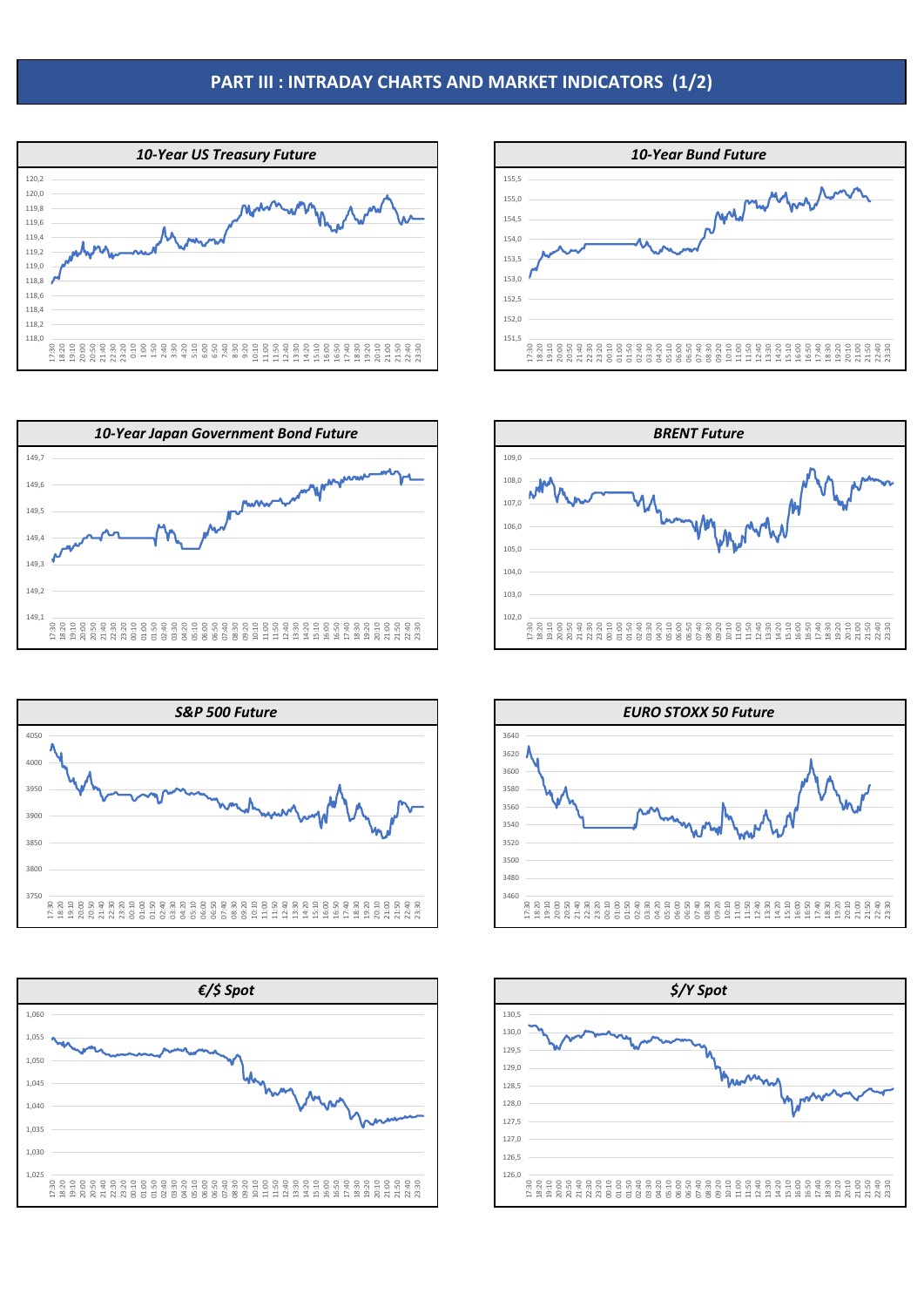# PART III : INTRADAY CHARTS AND MARKET INDICATORS (1/2)

### 10-Year US Treasury Future

### 10-Year Bund Future

### 10-Year Japan Government Bond Future

### BRENT Future

### S&P 500 Future

### EURO STOXX 50 Future

### €/$ Spot

### $/Y Spot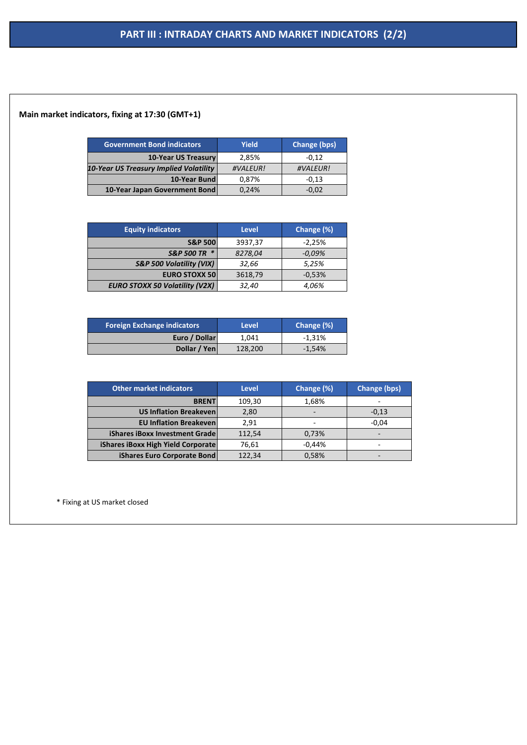# PART III : INTRADAY CHARTS AND MARKET INDICATORS (2/2)

**Main market indicators, fixing at 17:30 (GMT+1)**

| Government Bond indicators | Yield | Change (bps) |
|---|---|---|
| **10-Year US Treasury** | 2,85% | -0,12 |
| ***10-Year US Treasury Implied Volatility*** | *#VALEUR!* | *#VALEUR!* |
| **10-Year Bund** | 0,87% | -0,13 |
| **10-Year Japan Government Bond** | 0,24% | -0,02 |

| Equity indicators | Level | Change (%) |
|---|---|---|
| **S&P 500** | 3937,37 | -2,25% |
| ***S&P 500 TR **** | *8278,04* | *-0,09%* |
| ***S&P 500 Volatility (VIX)*** | *32,66* | *5,25%* |
| **EURO STOXX 50** | 3618,79 | -0,53% |
| ***EURO STOXX 50 Volatility (V2X)*** | *32,40* | *4,06%* |

| Foreign Exchange indicators | Level | Change (%) |
|---|---|---|
| **Euro / Dollar** | 1,041 | -1,31% |
| **Dollar / Yen** | 128,200 | -1,54% |

| Other market indicators | Level | Change (%) | Change (bps) |
|---|---|---|---|
| **BRENT** | 109,30 | 1,68% | - |
| **US Inflation Breakeven** | 2,80 | - | -0,13 |
| **EU Inflation Breakeven** | 2,91 | - | -0,04 |
| **iShares iBoxx Investment Grade** | 112,54 | 0,73% | - |
| **iShares iBoxx High Yield Corporate** | 76,61 | -0,44% | - |
| **iShares Euro Corporate Bond** | 122,34 | 0,58% | - |

* Fixing at US market closed